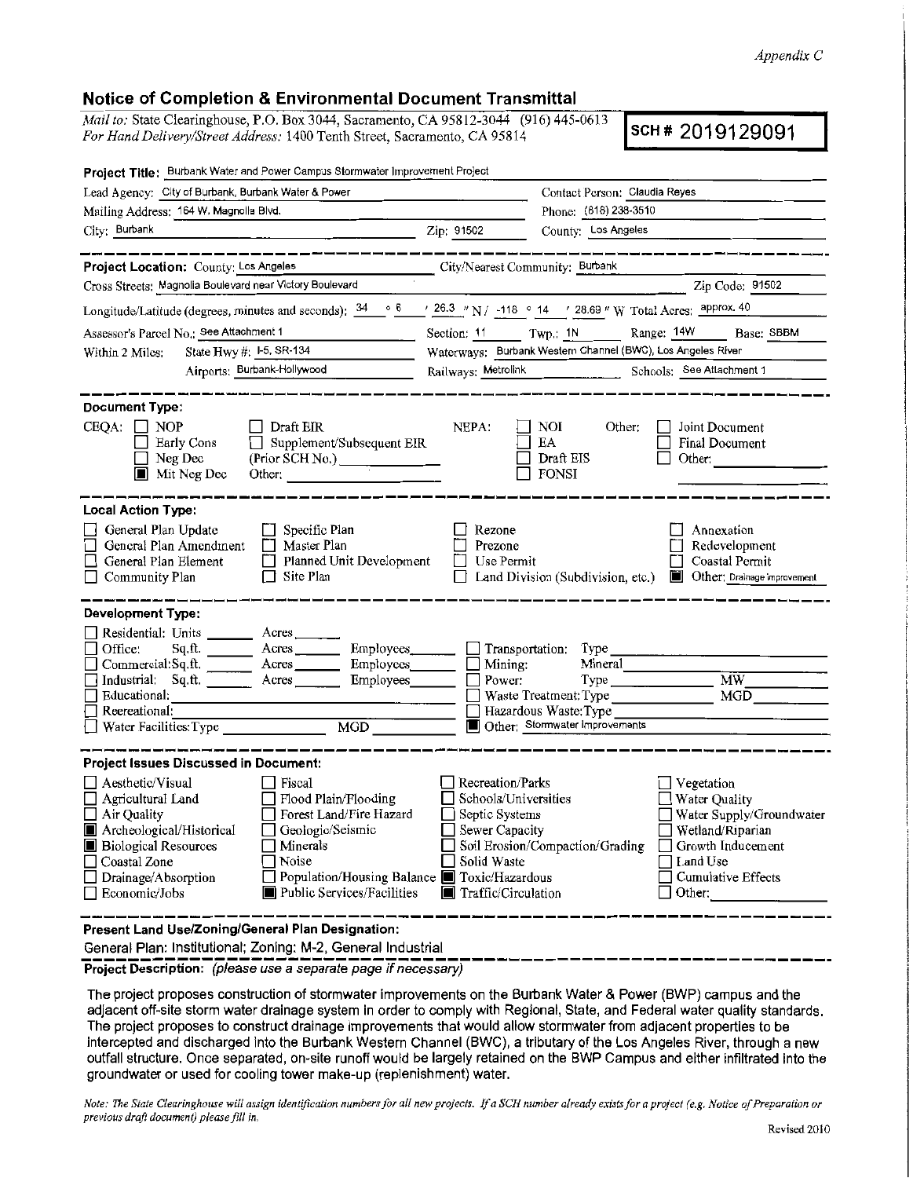*Appendix C*

## Notice of Completion & Environmental Document Transmittal

*Mail to:* State Clearinghouse, P.O. Box 3044, Sacramento, CA 95812-3044 (916) 445-0613
*For Hand Delivery/Street Address:* 1400 Tenth Street, Sacramento, CA 95814

**SCH # 2019129091**

**Project Title:** Burbank Water and Power Campus Stormwater Improvement Project

Lead Agency: City of Burbank, Burbank Water & Power — Contact Person: Claudia Reyes

Mailing Address: 164 W. Magnolia Blvd. — Phone: (818) 238-3510

City: Burbank — Zip: 91502 — County: Los Angeles

---

**Project Location:** County: Los Angeles — City/Nearest Community: Burbank

Cross Streets: Magnolia Boulevard near Victory Boulevard — Zip Code: 91502

Longitude/Latitude (degrees, minutes and seconds): 34 ° 6 ′ 26.3 ″ N / -118 ° 14 ′ 28.69 ″ W Total Acres: approx. 40

Assessor's Parcel No.: See Attachment 1 — Section: 11 — Twp.: 1N — Range: 14W — Base: SBBM

Within 2 Miles: State Hwy #: I-5, SR-134 — Waterways: Burbank Western Channel (BWC), Los Angeles River

Airports: Burbank-Hollywood — Railways: Metrolink — Schools: See Attachment 1

---

**Document Type:**

CEQA: ☐ NOP ☐ Early Cons ☐ Neg Dec ■ Mit Neg Dec ☐ Draft EIR ☐ Supplement/Subsequent EIR (Prior SCH No.) ______ Other: ______

NEPA: ☐ NOI ☐ EA ☐ Draft EIS ☐ FONSI

Other: ☐ Joint Document ☐ Final Document ☐ Other: ______

---

**Local Action Type:**

☐ General Plan Update ☐ General Plan Amendment ☐ General Plan Element ☐ Community Plan ☐ Specific Plan ☐ Master Plan ☐ Planned Unit Development ☐ Site Plan ☐ Rezone ☐ Prezone ☐ Use Permit ☐ Land Division (Subdivision, etc.) ☐ Annexation ☐ Redevelopment ☐ Coastal Permit ■ Other: Drainage improvement

---

**Development Type:**

☐ Residential: Units ______ Acres ______
☐ Office: Sq.ft. ______ Acres ______ Employees ______
☐ Commercial: Sq.ft. ______ Acres ______ Employees ______
☐ Industrial: Sq.ft. ______ Acres ______ Employees ______
☐ Educational: ______
☐ Recreational: ______
☐ Water Facilities: Type ______ MGD ______
☐ Transportation: Type ______
☐ Mining: Mineral ______
☐ Power: Type ______ MW ______
☐ Waste Treatment: Type ______ MGD ______
☐ Hazardous Waste: Type ______
■ Other: Stormwater Improvements

---

**Project Issues Discussed in Document:**

☐ Aesthetic/Visual ☐ Agricultural Land ☐ Air Quality ■ Archeological/Historical ■ Biological Resources ☐ Coastal Zone ☐ Drainage/Absorption ☐ Economic/Jobs ☐ Fiscal ☐ Flood Plain/Flooding ☐ Forest Land/Fire Hazard ☐ Geologic/Seismic ☐ Minerals ☐ Noise ☐ Population/Housing Balance ■ Public Services/Facilities ☐ Recreation/Parks ☐ Schools/Universities ☐ Septic Systems ☐ Sewer Capacity ☐ Soil Erosion/Compaction/Grading ☐ Solid Waste ■ Toxic/Hazardous ■ Traffic/Circulation ☐ Vegetation ☐ Water Quality ☐ Water Supply/Groundwater ☐ Wetland/Riparian ☐ Growth Inducement ☐ Land Use ☐ Cumulative Effects ☐ Other: ______

---

**Present Land Use/Zoning/General Plan Designation:**

General Plan: Institutional; Zoning: M-2, General Industrial

**Project Description:** *(please use a separate page if necessary)*

The project proposes construction of stormwater improvements on the Burbank Water & Power (BWP) campus and the adjacent off-site storm water drainage system in order to comply with Regional, State, and Federal water quality standards. The project proposes to construct drainage improvements that would allow stormwater from adjacent properties to be intercepted and discharged into the Burbank Western Channel (BWC), a tributary of the Los Angeles River, through a new outfall structure. Once separated, on-site runoff would be largely retained on the BWP Campus and either infiltrated into the groundwater or used for cooling tower make-up (replenishment) water.

*Note: The State Clearinghouse will assign identification numbers for all new projects. If a SCH number already exists for a project (e.g. Notice of Preparation or previous draft document) please fill in.*

Revised 2010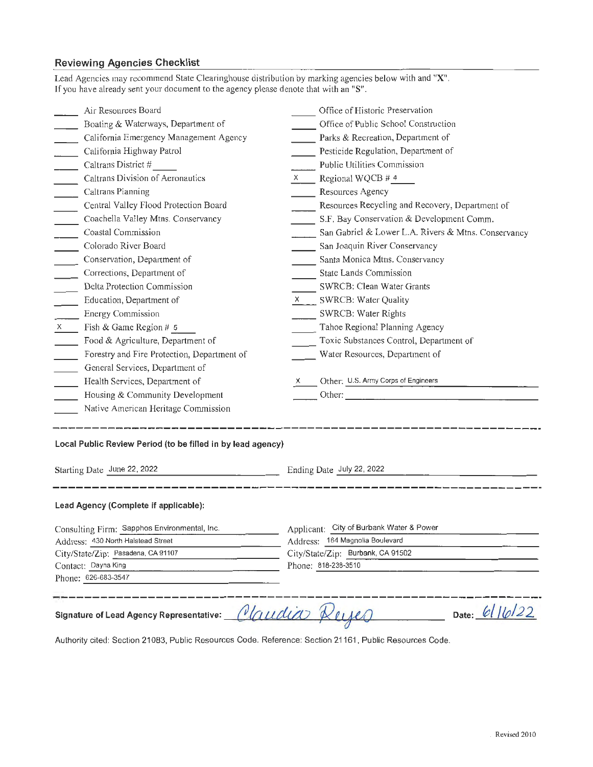## Reviewing Agencies Checklist

Lead Agencies may recommend State Clearinghouse distribution by marking agencies below with and "X". If you have already sent your document to the agency please denote that with an "S".

| | Agency | | Agency |
|---|---|---|---|
| ____ | Air Resources Board | ____ | Office of Historic Preservation |
| ____ | Boating & Waterways, Department of | ____ | Office of Public School Construction |
| ____ | California Emergency Management Agency | ____ | Parks & Recreation, Department of |
| ____ | California Highway Patrol | ____ | Pesticide Regulation, Department of |
| ____ | Caltrans District # ____ | ____ | Public Utilities Commission |
| ____ | Caltrans Division of Aeronautics | X | Regional WQCB # 4 |
| ____ | Caltrans Planning | ____ | Resources Agency |
| ____ | Central Valley Flood Protection Board | ____ | Resources Recycling and Recovery, Department of |
| ____ | Coachella Valley Mtns. Conservancy | ____ | S.F. Bay Conservation & Development Comm. |
| ____ | Coastal Commission | ____ | San Gabriel & Lower L.A. Rivers & Mtns. Conservancy |
| ____ | Colorado River Board | ____ | San Joaquin River Conservancy |
| ____ | Conservation, Department of | ____ | Santa Monica Mtns. Conservancy |
| ____ | Corrections, Department of | ____ | State Lands Commission |
| ____ | Delta Protection Commission | ____ | SWRCB: Clean Water Grants |
| ____ | Education, Department of | X | SWRCB: Water Quality |
| ____ | Energy Commission | ____ | SWRCB: Water Rights |
| X | Fish & Game Region # 5 | ____ | Tahoe Regional Planning Agency |
| ____ | Food & Agriculture, Department of | ____ | Toxic Substances Control, Department of |
| ____ | Forestry and Fire Protection, Department of | ____ | Water Resources, Department of |
| ____ | General Services, Department of | | |
| ____ | Health Services, Department of | X | Other: U.S. Army Corps of Engineers |
| ____ | Housing & Community Development | ____ | Other: ____ |
| ____ | Native American Heritage Commission | | |

---

**Local Public Review Period (to be filled in by lead agency)**

Starting Date June 22, 2022 Ending Date July 22, 2022

---

**Lead Agency (Complete if applicable):**

Consulting Firm: Sapphos Environmental, Inc.
Address: 430 North Halstead Street
City/State/Zip: Pasadena, CA 91107
Contact: Dayna King
Phone: 626-683-3547

Applicant: City of Burbank Water & Power
Address: 164 Magnolia Boulevard
City/State/Zip: Burbank, CA 91502
Phone: 818-238-3510

---

**Signature of Lead Agency Representative:** Claudia Reyes **Date:** 6/16/22

Authority cited: Section 21083, Public Resources Code. Reference: Section 21161, Public Resources Code.

Revised 2010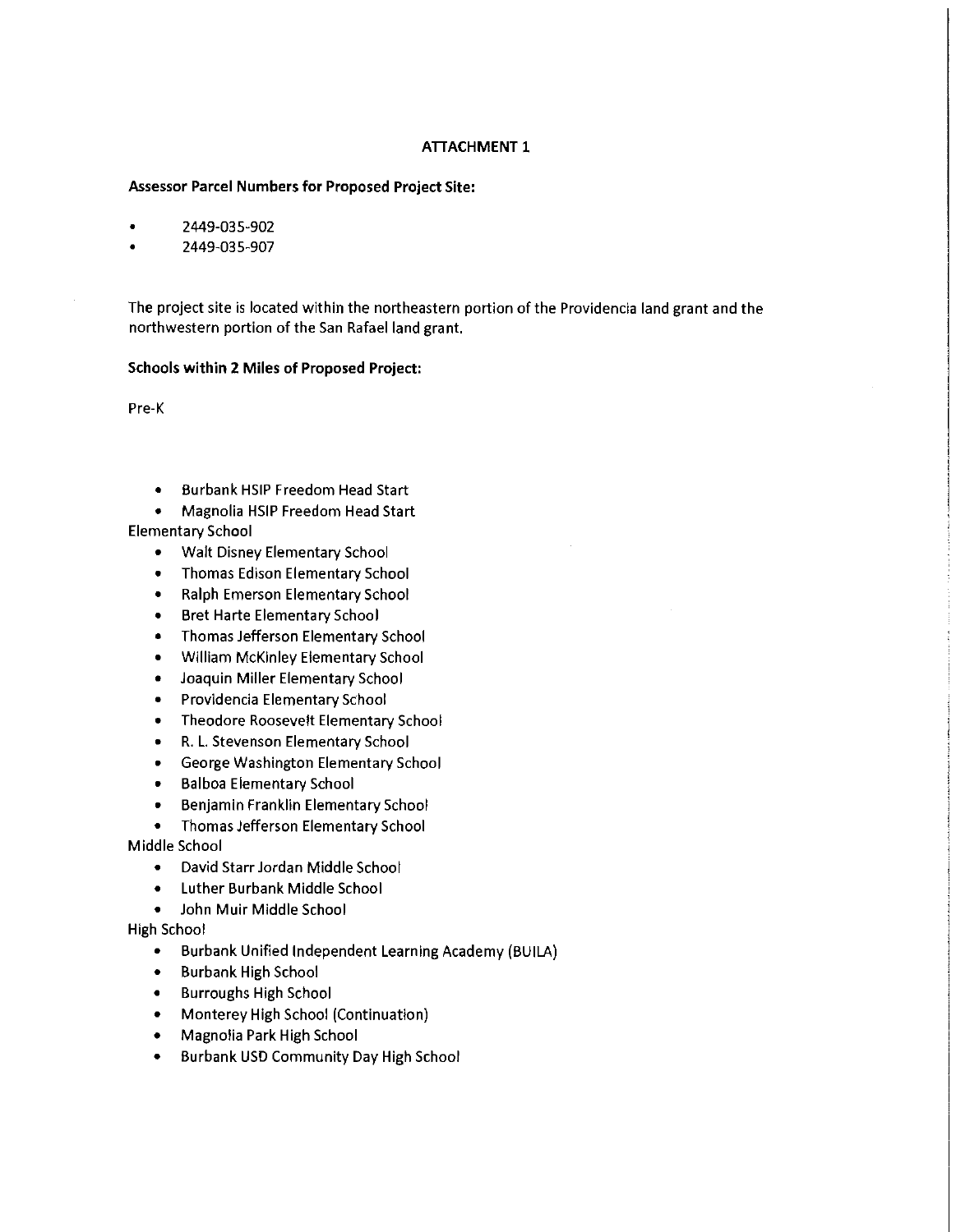## ATTACHMENT 1

**Assessor Parcel Numbers for Proposed Project Site:**

- 2449-035-902
- 2449-035-907

The project site is located within the northeastern portion of the Providencia land grant and the northwestern portion of the San Rafael land grant.

**Schools within 2 Miles of Proposed Project:**

Pre-K

- Burbank HSIP Freedom Head Start
- Magnolia HSIP Freedom Head Start

Elementary School

- Walt Disney Elementary School
- Thomas Edison Elementary School
- Ralph Emerson Elementary School
- Bret Harte Elementary School
- Thomas Jefferson Elementary School
- William McKinley Elementary School
- Joaquin Miller Elementary School
- Providencia Elementary School
- Theodore Roosevelt Elementary School
- R. L. Stevenson Elementary School
- George Washington Elementary School
- Balboa Elementary School
- Benjamin Franklin Elementary School
- Thomas Jefferson Elementary School

Middle School

- David Starr Jordan Middle School
- Luther Burbank Middle School
- John Muir Middle School

High School

- Burbank Unified Independent Learning Academy (BUILA)
- Burbank High School
- Burroughs High School
- Monterey High School (Continuation)
- Magnolia Park High School
- Burbank USD Community Day High School